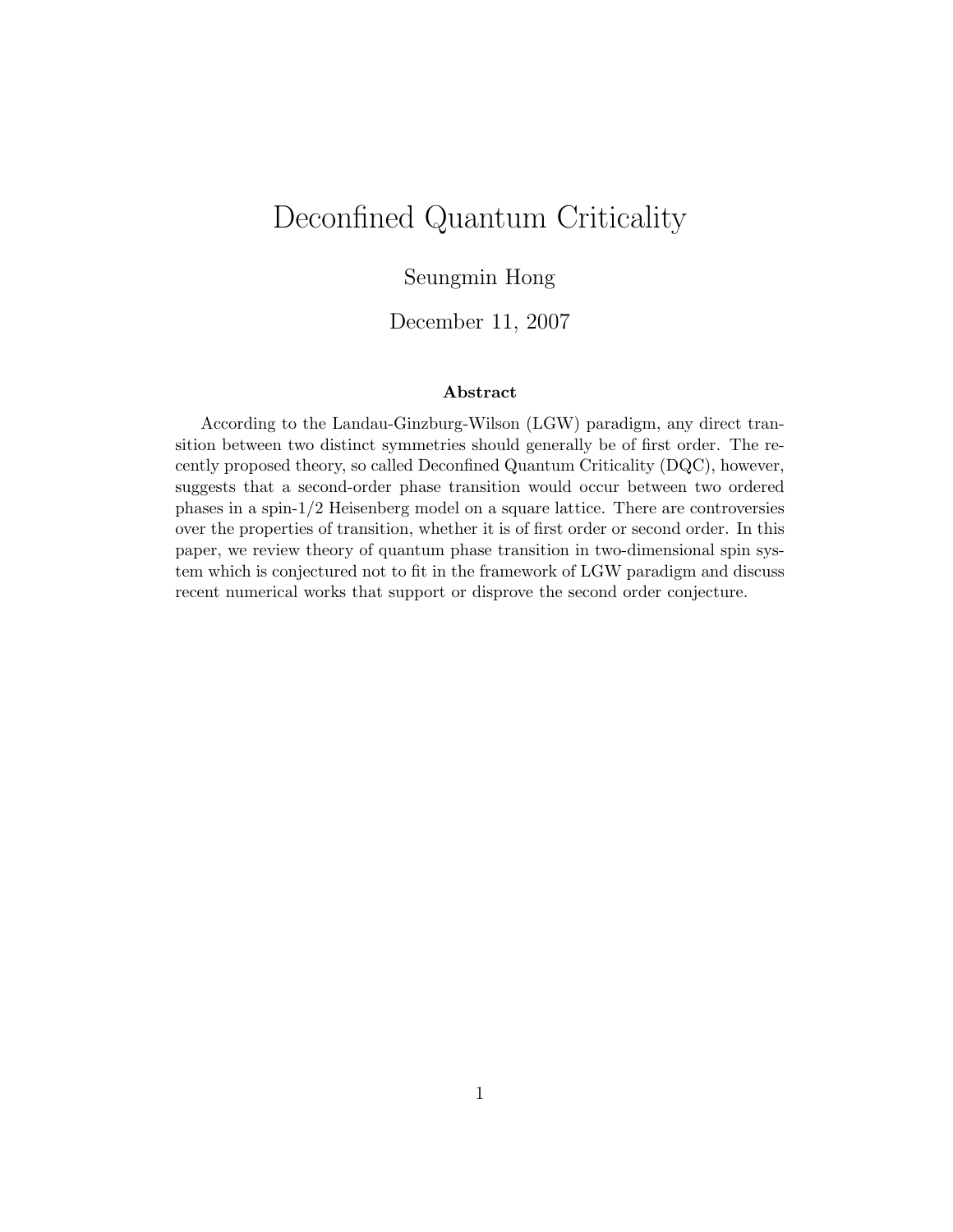# Deconfined Quantum Criticality

Seungmin Hong

December 11, 2007

### Abstract

According to the Landau-Ginzburg-Wilson (LGW) paradigm, any direct transition between two distinct symmetries should generally be of first order. The recently proposed theory, so called Deconfined Quantum Criticality (DQC), however, suggests that a second-order phase transition would occur between two ordered phases in a spin-1/2 Heisenberg model on a square lattice. There are controversies over the properties of transition, whether it is of first order or second order. In this paper, we review theory of quantum phase transition in two-dimensional spin system which is conjectured not to fit in the framework of LGW paradigm and discuss recent numerical works that support or disprove the second order conjecture.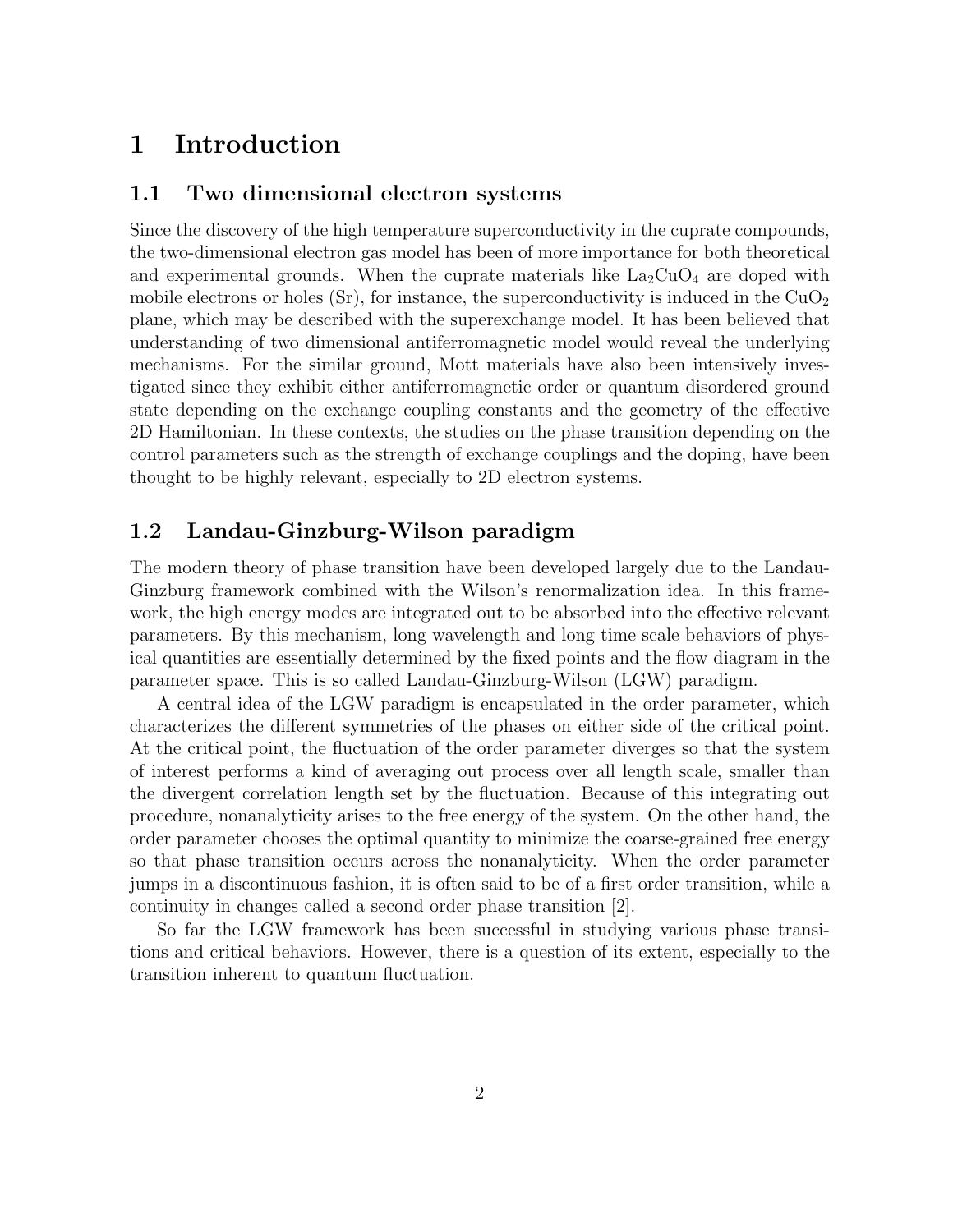# 1 Introduction

## 1.1 Two dimensional electron systems

Since the discovery of the high temperature superconductivity in the cuprate compounds, the two-dimensional electron gas model has been of more importance for both theoretical and experimental grounds. When the cuprate materials like $La_2CuO_4$ are doped with mobile electrons or holes (Sr), for instance, the superconductivity is induced in the $CuO_2$ plane, which may be described with the superexchange model. It has been believed that understanding of two dimensional antiferromagnetic model would reveal the underlying mechanisms. For the similar ground, Mott materials have also been intensively investigated since they exhibit either antiferromagnetic order or quantum disordered ground state depending on the exchange coupling constants and the geometry of the effective 2D Hamiltonian. In these contexts, the studies on the phase transition depending on the control parameters such as the strength of exchange couplings and the doping, have been thought to be highly relevant, especially to 2D electron systems.

## 1.2 Landau-Ginzburg-Wilson paradigm

The modern theory of phase transition have been developed largely due to the Landau-Ginzburg framework combined with the Wilson's renormalization idea. In this framework, the high energy modes are integrated out to be absorbed into the effective relevant parameters. By this mechanism, long wavelength and long time scale behaviors of physical quantities are essentially determined by the fixed points and the flow diagram in the parameter space. This is so called Landau-Ginzburg-Wilson (LGW) paradigm.

A central idea of the LGW paradigm is encapsulated in the order parameter, which characterizes the different symmetries of the phases on either side of the critical point. At the critical point, the fluctuation of the order parameter diverges so that the system of interest performs a kind of averaging out process over all length scale, smaller than the divergent correlation length set by the fluctuation. Because of this integrating out procedure, nonanalyticity arises to the free energy of the system. On the other hand, the order parameter chooses the optimal quantity to minimize the coarse-grained free energy so that phase transition occurs across the nonanalyticity. When the order parameter jumps in a discontinuous fashion, it is often said to be of a first order transition, while a continuity in changes called a second order phase transition [2].

So far the LGW framework has been successful in studying various phase transitions and critical behaviors. However, there is a question of its extent, especially to the transition inherent to quantum fluctuation.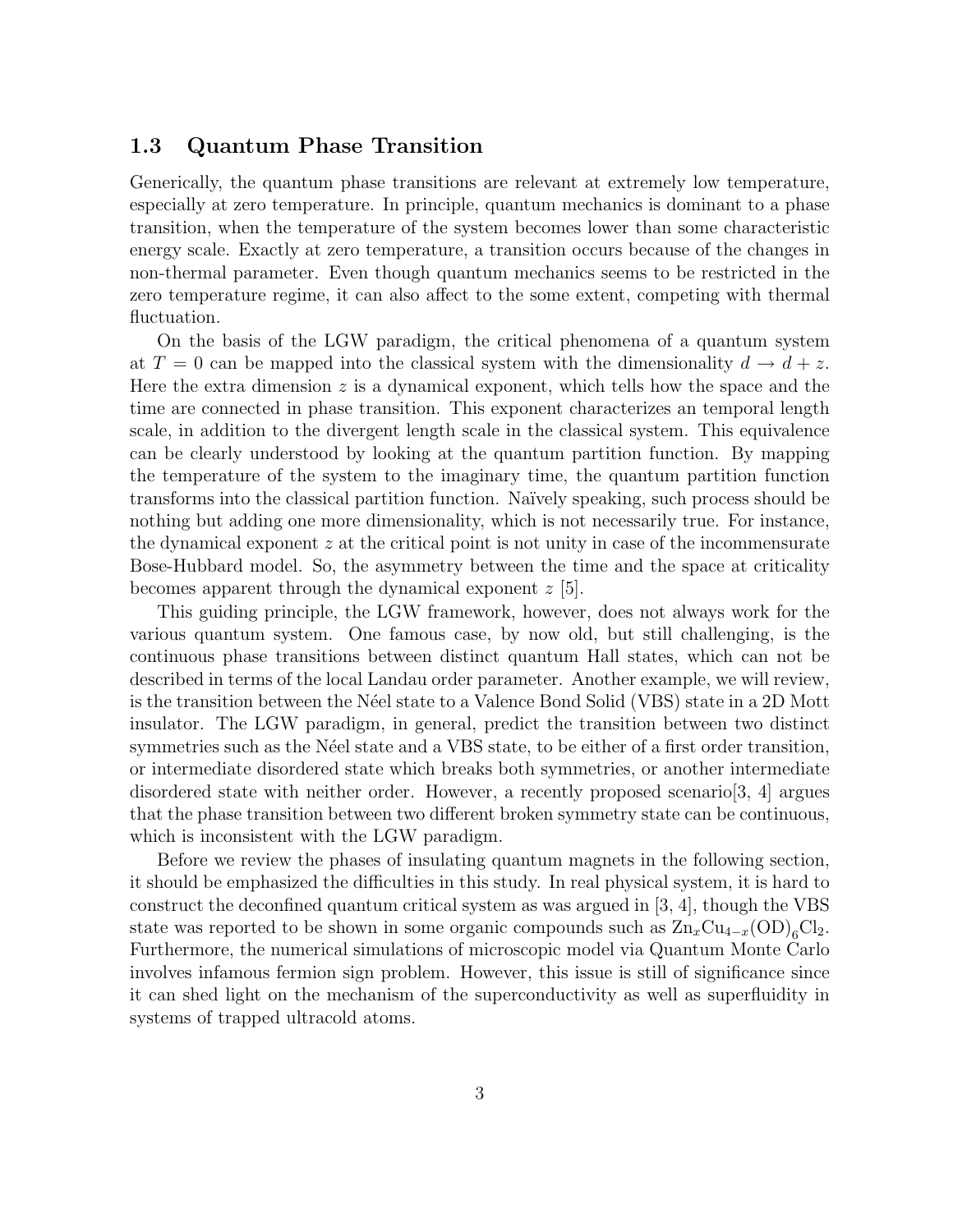## 1.3 Quantum Phase Transition

Generically, the quantum phase transitions are relevant at extremely low temperature, especially at zero temperature. In principle, quantum mechanics is dominant to a phase transition, when the temperature of the system becomes lower than some characteristic energy scale. Exactly at zero temperature, a transition occurs because of the changes in non-thermal parameter. Even though quantum mechanics seems to be restricted in the zero temperature regime, it can also affect to the some extent, competing with thermal fluctuation.

On the basis of the LGW paradigm, the critical phenomena of a quantum system at $T = 0$ can be mapped into the classical system with the dimensionality $d \to d + z$. Here the extra dimension $z$ is a dynamical exponent, which tells how the space and the time are connected in phase transition. This exponent characterizes an temporal length scale, in addition to the divergent length scale in the classical system. This equivalence can be clearly understood by looking at the quantum partition function. By mapping the temperature of the system to the imaginary time, the quantum partition function transforms into the classical partition function. Naïvely speaking, such process should be nothing but adding one more dimensionality, which is not necessarily true. For instance, the dynamical exponent $z$ at the critical point is not unity in case of the incommensurate Bose-Hubbard model. So, the asymmetry between the time and the space at criticality becomes apparent through the dynamical exponent $z$ [5].

This guiding principle, the LGW framework, however, does not always work for the various quantum system. One famous case, by now old, but still challenging, is the continuous phase transitions between distinct quantum Hall states, which can not be described in terms of the local Landau order parameter. Another example, we will review, is the transition between the Néel state to a Valence Bond Solid (VBS) state in a 2D Mott insulator. The LGW paradigm, in general, predict the transition between two distinct symmetries such as the Néel state and a VBS state, to be either of a first order transition, or intermediate disordered state which breaks both symmetries, or another intermediate disordered state with neither order. However, a recently proposed scenario[3, 4] argues that the phase transition between two different broken symmetry state can be continuous, which is inconsistent with the LGW paradigm.

Before we review the phases of insulating quantum magnets in the following section, it should be emphasized the difficulties in this study. In real physical system, it is hard to construct the deconfined quantum critical system as was argued in [3, 4], though the VBS state was reported to be shown in some organic compounds such as $Zn_xCu_{4-x}(OD)_6Cl_2$. Furthermore, the numerical simulations of microscopic model via Quantum Monte Carlo involves infamous fermion sign problem. However, this issue is still of significance since it can shed light on the mechanism of the superconductivity as well as superfluidity in systems of trapped ultracold atoms.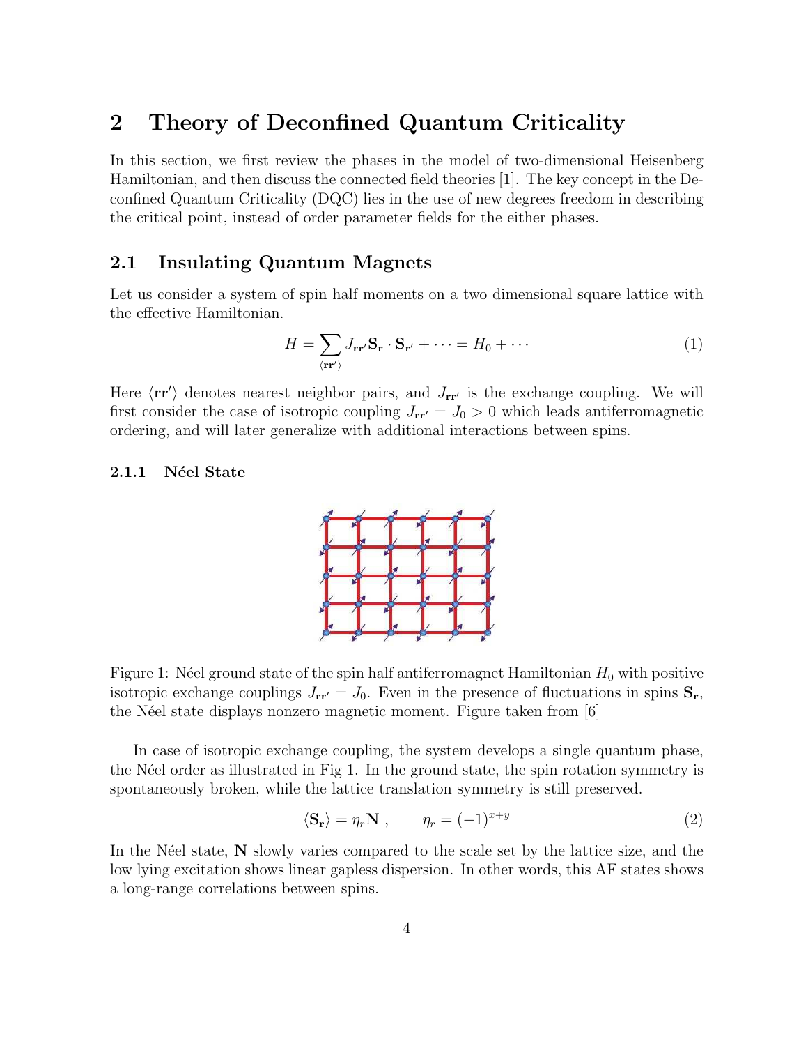## 2 Theory of Deconfined Quantum Criticality

In this section, we first review the phases in the model of two-dimensional Heisenberg Hamiltonian, and then discuss the connected field theories [1]. The key concept in the Deconfined Quantum Criticality (DQC) lies in the use of new degrees freedom in describing the critical point, instead of order parameter fields for the either phases.

### 2.1 Insulating Quantum Magnets

Let us consider a system of spin half moments on a two dimensional square lattice with the effective Hamiltonian.

$$H = \sum_{\langle \mathbf{r}\mathbf{r}' \rangle} J_{\mathbf{r}\mathbf{r}'} \mathbf{S}_{\mathbf{r}} \cdot \mathbf{S}_{\mathbf{r}'} + \cdots = H_0 + \cdots \tag{1}$$

Here $\langle \mathbf{r}\mathbf{r}' \rangle$ denotes nearest neighbor pairs, and $J_{\mathbf{r}\mathbf{r}'}$ is the exchange coupling. We will first consider the case of isotropic coupling $J_{\mathbf{r}\mathbf{r}'} = J_0 > 0$ which leads antiferromagnetic ordering, and will later generalize with additional interactions between spins.

#### 2.1.1 Néel State

Figure 1: Néel ground state of the spin half antiferromagnet Hamiltonian $H_0$ with positive isotropic exchange couplings $J_{\mathbf{r}\mathbf{r}'} = J_0$. Even in the presence of fluctuations in spins $\mathbf{S}_{\mathbf{r}}$, the Néel state displays nonzero magnetic moment. Figure taken from [6]

In case of isotropic exchange coupling, the system develops a single quantum phase, the Néel order as illustrated in Fig 1. In the ground state, the spin rotation symmetry is spontaneously broken, while the lattice translation symmetry is still preserved.

$$\langle \mathbf{S}_{\mathbf{r}} \rangle = \eta_r \mathbf{N} \ , \qquad \eta_r = (-1)^{x+y} \tag{2}$$

In the Néel state, $\mathbf{N}$ slowly varies compared to the scale set by the lattice size, and the low lying excitation shows linear gapless dispersion. In other words, this AF states shows a long-range correlations between spins.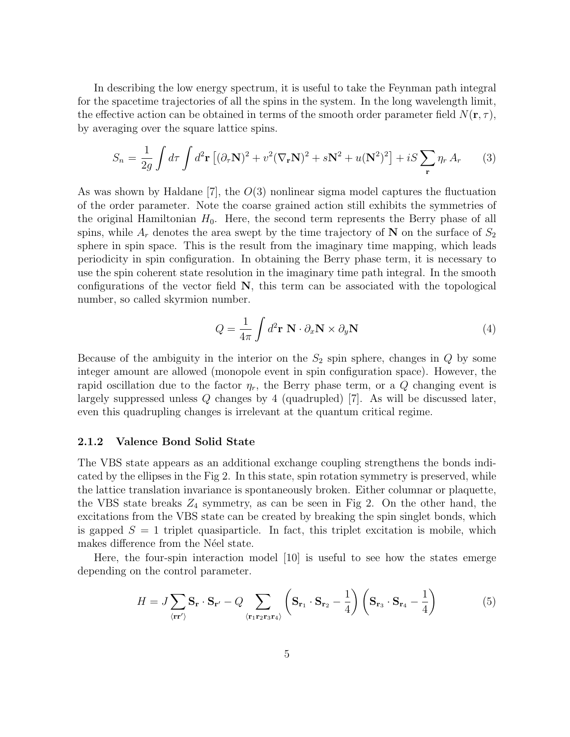In describing the low energy spectrum, it is useful to take the Feynman path integral for the spacetime trajectories of all the spins in the system. In the long wavelength limit, the effective action can be obtained in terms of the smooth order parameter field $N(\mathbf{r}, \tau)$, by averaging over the square lattice spins.

$$S_n = \frac{1}{2g} \int d\tau \int d^2\mathbf{r} \left[ (\partial_\tau \mathbf{N})^2 + v^2 (\nabla_\mathbf{r} \mathbf{N})^2 + s\mathbf{N}^2 + u(\mathbf{N}^2)^2 \right] + iS \sum_\mathbf{r} \eta_r \, A_r \tag{3}$$

As was shown by Haldane [7], the $O(3)$ nonlinear sigma model captures the fluctuation of the order parameter. Note the coarse grained action still exhibits the symmetries of the original Hamiltonian $H_0$. Here, the second term represents the Berry phase of all spins, while $A_r$ denotes the area swept by the time trajectory of $\mathbf{N}$ on the surface of $S_2$ sphere in spin space. This is the result from the imaginary time mapping, which leads periodicity in spin configuration. In obtaining the Berry phase term, it is necessary to use the spin coherent state resolution in the imaginary time path integral. In the smooth configurations of the vector field $\mathbf{N}$, this term can be associated with the topological number, so called skyrmion number.

$$Q = \frac{1}{4\pi} \int d^2\mathbf{r} \; \mathbf{N} \cdot \partial_x \mathbf{N} \times \partial_y \mathbf{N} \tag{4}$$

Because of the ambiguity in the interior on the $S_2$ spin sphere, changes in $Q$ by some integer amount are allowed (monopole event in spin configuration space). However, the rapid oscillation due to the factor $\eta_r$, the Berry phase term, or a $Q$ changing event is largely suppressed unless $Q$ changes by 4 (quadrupled) [7]. As will be discussed later, even this quadrupling changes is irrelevant at the quantum critical regime.

### 2.1.2 Valence Bond Solid State

The VBS state appears as an additional exchange coupling strengthens the bonds indicated by the ellipses in the Fig 2. In this state, spin rotation symmetry is preserved, while the lattice translation invariance is spontaneously broken. Either columnar or plaquette, the VBS state breaks $Z_4$ symmetry, as can be seen in Fig 2. On the other hand, the excitations from the VBS state can be created by breaking the spin singlet bonds, which is gapped $S = 1$ triplet quasiparticle. In fact, this triplet excitation is mobile, which makes difference from the Néel state.

Here, the four-spin interaction model [10] is useful to see how the states emerge depending on the control parameter.

$$H = J \sum_{\langle \mathbf{r}\mathbf{r}' \rangle} \mathbf{S}_\mathbf{r} \cdot \mathbf{S}_{\mathbf{r}'} - Q \sum_{\langle \mathbf{r}_1 \mathbf{r}_2 \mathbf{r}_3 \mathbf{r}_4 \rangle} \left( \mathbf{S}_{\mathbf{r}_1} \cdot \mathbf{S}_{\mathbf{r}_2} - \frac{1}{4} \right) \left( \mathbf{S}_{\mathbf{r}_3} \cdot \mathbf{S}_{\mathbf{r}_4} - \frac{1}{4} \right) \tag{5}$$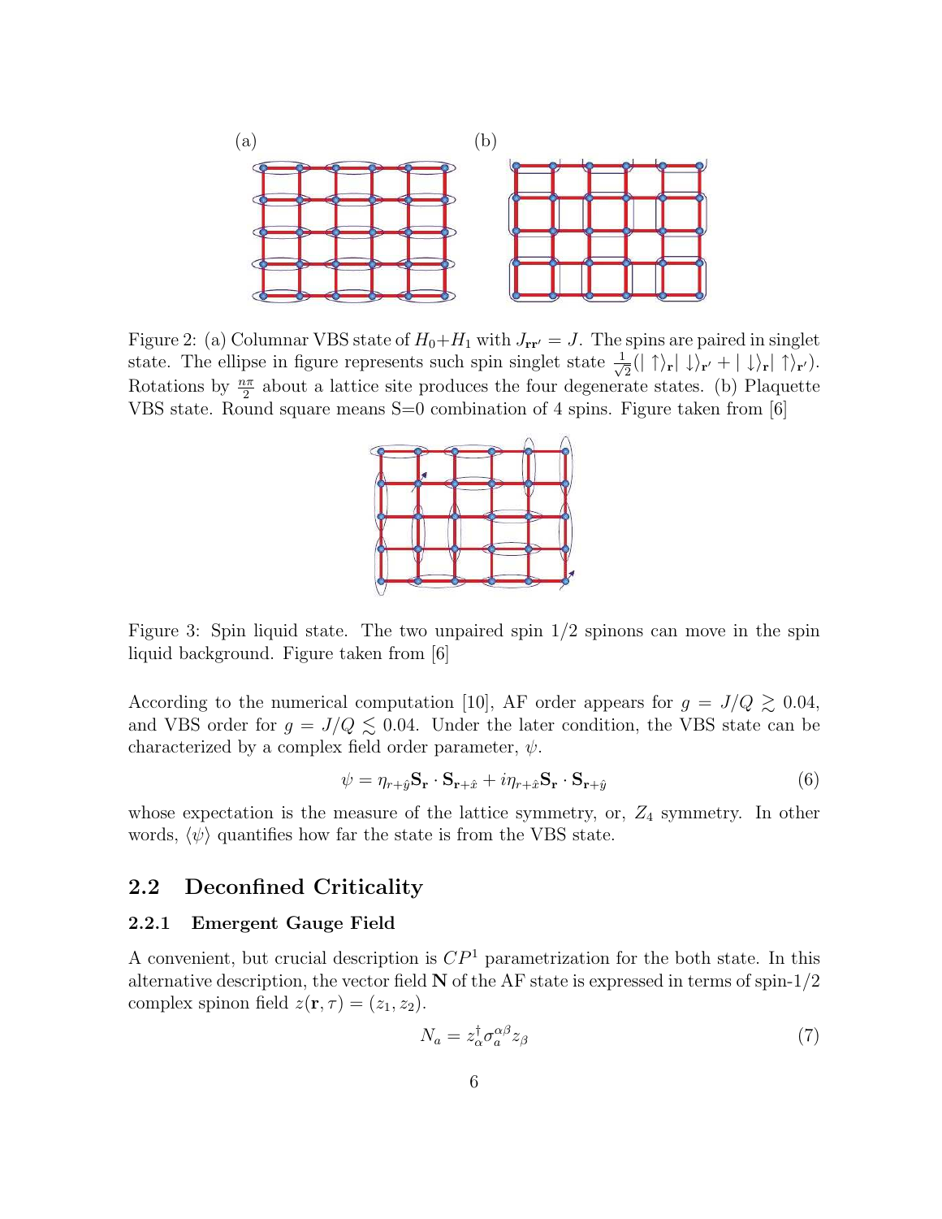Figure 2: (a) Columnar VBS state of $H_0+H_1$ with $J_{\mathbf{rr'}} = J$. The spins are paired in singlet state. The ellipse in figure represents such spin singlet state $\frac{1}{\sqrt{2}}(|\uparrow\rangle_{\mathbf{r}}|\downarrow\rangle_{\mathbf{r'}} + |\downarrow\rangle_{\mathbf{r}}|\uparrow\rangle_{\mathbf{r'}})$. Rotations by $\frac{n\pi}{2}$ about a lattice site produces the four degenerate states. (b) Plaquette VBS state. Round square means S=0 combination of 4 spins. Figure taken from [6]

Figure 3: Spin liquid state. The two unpaired spin 1/2 spinons can move in the spin liquid background. Figure taken from [6]

According to the numerical computation [10], AF order appears for $g = J/Q \gtrsim 0.04$, and VBS order for $g = J/Q \lesssim 0.04$. Under the later condition, the VBS state can be characterized by a complex field order parameter, $\psi$.

$$\psi = \eta_{r+\hat{y}} \mathbf{S_r} \cdot \mathbf{S_{r+\hat{x}}} + i\eta_{r+\hat{x}} \mathbf{S_r} \cdot \mathbf{S_{r+\hat{y}}} \tag{6}$$

whose expectation is the measure of the lattice symmetry, or, $Z_4$ symmetry. In other words, $\langle\psi\rangle$ quantifies how far the state is from the VBS state.

## 2.2 Deconfined Criticality

### 2.2.1 Emergent Gauge Field

A convenient, but crucial description is $CP^1$ parametrization for the both state. In this alternative description, the vector field $\mathbf{N}$ of the AF state is expressed in terms of spin-1/2 complex spinon field $z(\mathbf{r}, \tau) = (z_1, z_2)$.

$$N_a = z_\alpha^\dagger \sigma_a^{\alpha\beta} z_\beta \tag{7}$$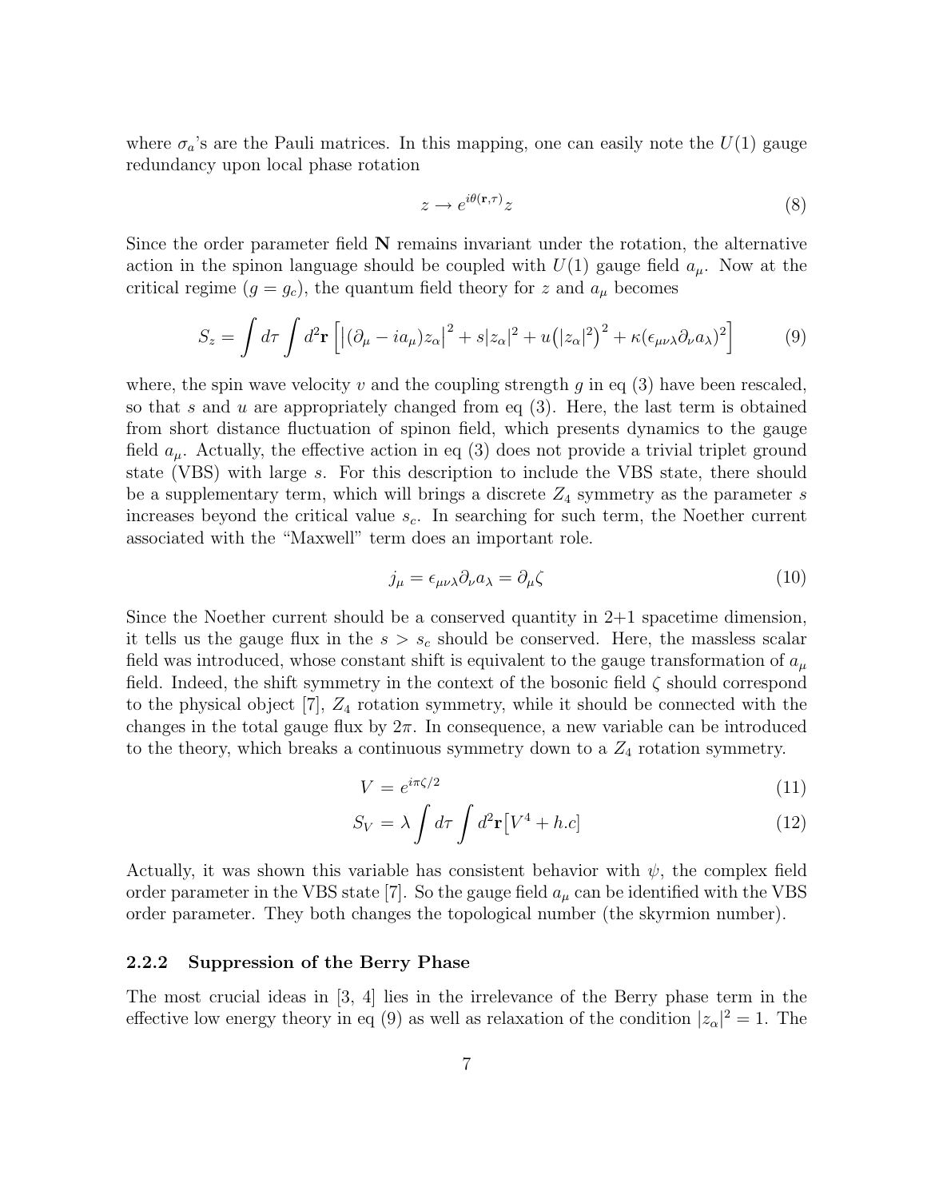where $\sigma_a$'s are the Pauli matrices. In this mapping, one can easily note the $U(1)$ gauge redundancy upon local phase rotation

$$z \rightarrow e^{i\theta(\mathbf{r},\tau)} z \tag{8}$$

Since the order parameter field $\mathbf{N}$ remains invariant under the rotation, the alternative action in the spinon language should be coupled with $U(1)$ gauge field $a_\mu$. Now at the critical regime ($g = g_c$), the quantum field theory for $z$ and $a_\mu$ becomes

$$S_z = \int d\tau \int d^2\mathbf{r} \left[ \left|(\partial_\mu - i a_\mu) z_\alpha\right|^2 + s|z_\alpha|^2 + u\left(|z_\alpha|^2\right)^2 + \kappa(\epsilon_{\mu\nu\lambda}\partial_\nu a_\lambda)^2 \right] \tag{9}$$

where, the spin wave velocity $v$ and the coupling strength $g$ in eq (3) have been rescaled, so that $s$ and $u$ are appropriately changed from eq (3). Here, the last term is obtained from short distance fluctuation of spinon field, which presents dynamics to the gauge field $a_\mu$. Actually, the effective action in eq (3) does not provide a trivial triplet ground state (VBS) with large $s$. For this description to include the VBS state, there should be a supplementary term, which will brings a discrete $Z_4$ symmetry as the parameter $s$ increases beyond the critical value $s_c$. In searching for such term, the Noether current associated with the "Maxwell" term does an important role.

$$j_\mu = \epsilon_{\mu\nu\lambda}\partial_\nu a_\lambda = \partial_\mu \zeta \tag{10}$$

Since the Noether current should be a conserved quantity in 2+1 spacetime dimension, it tells us the gauge flux in the $s > s_c$ should be conserved. Here, the massless scalar field was introduced, whose constant shift is equivalent to the gauge transformation of $a_\mu$ field. Indeed, the shift symmetry in the context of the bosonic field $\zeta$ should correspond to the physical object [7], $Z_4$ rotation symmetry, while it should be connected with the changes in the total gauge flux by $2\pi$. In consequence, a new variable can be introduced to the theory, which breaks a continuous symmetry down to a $Z_4$ rotation symmetry.

$$V = e^{i\pi\zeta/2} \tag{11}$$

$$S_V = \lambda \int d\tau \int d^2\mathbf{r} \left[ V^4 + h.c \right] \tag{12}$$

Actually, it was shown this variable has consistent behavior with $\psi$, the complex field order parameter in the VBS state [7]. So the gauge field $a_\mu$ can be identified with the VBS order parameter. They both changes the topological number (the skyrmion number).

#### 2.2.2 Suppression of the Berry Phase

The most crucial ideas in [3, 4] lies in the irrelevance of the Berry phase term in the effective low energy theory in eq (9) as well as relaxation of the condition $|z_\alpha|^2 = 1$. The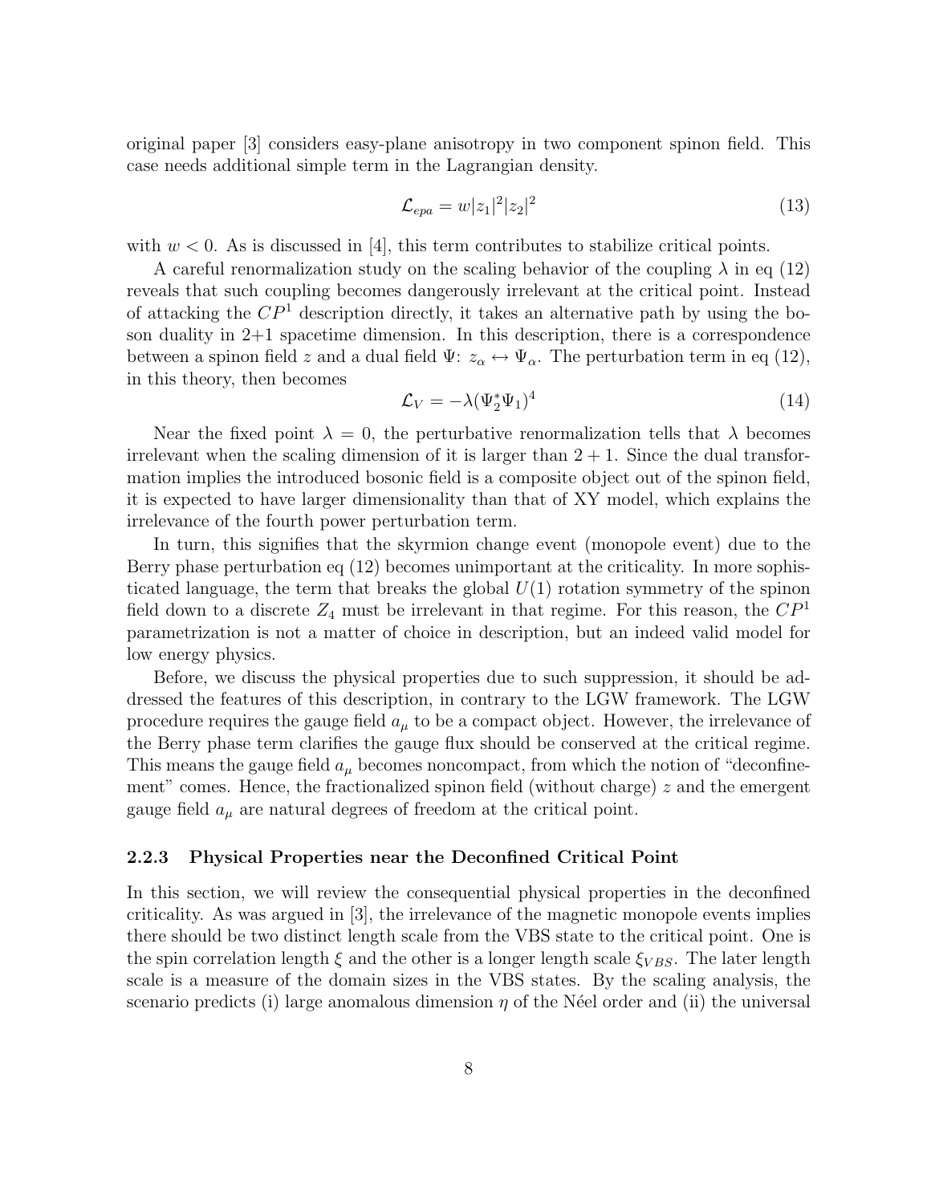original paper [3] considers easy-plane anisotropy in two component spinon field. This case needs additional simple term in the Lagrangian density.

$$\mathcal{L}_{epa} = w|z_1|^2|z_2|^2 \tag{13}$$

with $w < 0$. As is discussed in [4], this term contributes to stabilize critical points.

A careful renormalization study on the scaling behavior of the coupling $\lambda$ in eq (12) reveals that such coupling becomes dangerously irrelevant at the critical point. Instead of attacking the $CP^1$ description directly, it takes an alternative path by using the boson duality in 2+1 spacetime dimension. In this description, there is a correspondence between a spinon field $z$ and a dual field $\Psi$: $z_\alpha \leftrightarrow \Psi_\alpha$. The perturbation term in eq (12), in this theory, then becomes

$$\mathcal{L}_V = -\lambda(\Psi_2^* \Psi_1)^4 \tag{14}$$

Near the fixed point $\lambda = 0$, the perturbative renormalization tells that $\lambda$ becomes irrelevant when the scaling dimension of it is larger than $2+1$. Since the dual transformation implies the introduced bosonic field is a composite object out of the spinon field, it is expected to have larger dimensionality than that of XY model, which explains the irrelevance of the fourth power perturbation term.

In turn, this signifies that the skyrmion change event (monopole event) due to the Berry phase perturbation eq (12) becomes unimportant at the criticality. In more sophisticated language, the term that breaks the global $U(1)$ rotation symmetry of the spinon field down to a discrete $Z_4$ must be irrelevant in that regime. For this reason, the $CP^1$ parametrization is not a matter of choice in description, but an indeed valid model for low energy physics.

Before, we discuss the physical properties due to such suppression, it should be addressed the features of this description, in contrary to the LGW framework. The LGW procedure requires the gauge field $a_\mu$ to be a compact object. However, the irrelevance of the Berry phase term clarifies the gauge flux should be conserved at the critical regime. This means the gauge field $a_\mu$ becomes noncompact, from which the notion of "deconfinement" comes. Hence, the fractionalized spinon field (without charge) $z$ and the emergent gauge field $a_\mu$ are natural degrees of freedom at the critical point.

### 2.2.3 Physical Properties near the Deconfined Critical Point

In this section, we will review the consequential physical properties in the deconfined criticality. As was argued in [3], the irrelevance of the magnetic monopole events implies there should be two distinct length scale from the VBS state to the critical point. One is the spin correlation length $\xi$ and the other is a longer length scale $\xi_{VBS}$. The later length scale is a measure of the domain sizes in the VBS states. By the scaling analysis, the scenario predicts (i) large anomalous dimension $\eta$ of the Néel order and (ii) the universal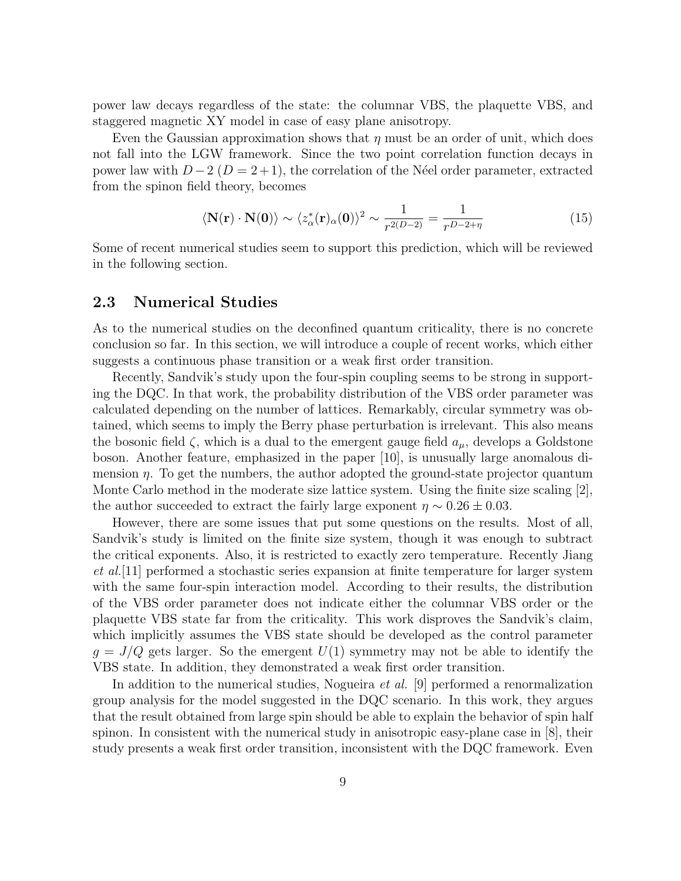power law decays regardless of the state: the columnar VBS, the plaquette VBS, and staggered magnetic XY model in case of easy plane anisotropy.

Even the Gaussian approximation shows that $\eta$ must be an order of unit, which does not fall into the LGW framework. Since the two point correlation function decays in power law with $D-2$ ($D=2+1$), the correlation of the Néel order parameter, extracted from the spinon field theory, becomes

$$\langle \mathbf{N}(\mathbf{r}) \cdot \mathbf{N}(\mathbf{0}) \rangle \sim \langle z_\alpha^*(\mathbf{r})_\alpha(\mathbf{0}) \rangle^2 \sim \frac{1}{r^{2(D-2)}} = \frac{1}{r^{D-2+\eta}} \tag{15}$$

Some of recent numerical studies seem to support this prediction, which will be reviewed in the following section.

## 2.3 Numerical Studies

As to the numerical studies on the deconfined quantum criticality, there is no concrete conclusion so far. In this section, we will introduce a couple of recent works, which either suggests a continuous phase transition or a weak first order transition.

Recently, Sandvik's study upon the four-spin coupling seems to be strong in supporting the DQC. In that work, the probability distribution of the VBS order parameter was calculated depending on the number of lattices. Remarkably, circular symmetry was obtained, which seems to imply the Berry phase perturbation is irrelevant. This also means the bosonic field $\zeta$, which is a dual to the emergent gauge field $a_\mu$, develops a Goldstone boson. Another feature, emphasized in the paper [10], is unusually large anomalous dimension $\eta$. To get the numbers, the author adopted the ground-state projector quantum Monte Carlo method in the moderate size lattice system. Using the finite size scaling [2], the author succeeded to extract the fairly large exponent $\eta \sim 0.26 \pm 0.03$.

However, there are some issues that put some questions on the results. Most of all, Sandvik's study is limited on the finite size system, though it was enough to subtract the critical exponents. Also, it is restricted to exactly zero temperature. Recently Jiang *et al.*[11] performed a stochastic series expansion at finite temperature for larger system with the same four-spin interaction model. According to their results, the distribution of the VBS order parameter does not indicate either the columnar VBS order or the plaquette VBS state far from the criticality. This work disproves the Sandvik's claim, which implicitly assumes the VBS state should be developed as the control parameter $g = J/Q$ gets larger. So the emergent $U(1)$ symmetry may not be able to identify the VBS state. In addition, they demonstrated a weak first order transition.

In addition to the numerical studies, Nogueira *et al.* [9] performed a renormalization group analysis for the model suggested in the DQC scenario. In this work, they argues that the result obtained from large spin should be able to explain the behavior of spin half spinon. In consistent with the numerical study in anisotropic easy-plane case in [8], their study presents a weak first order transition, inconsistent with the DQC framework. Even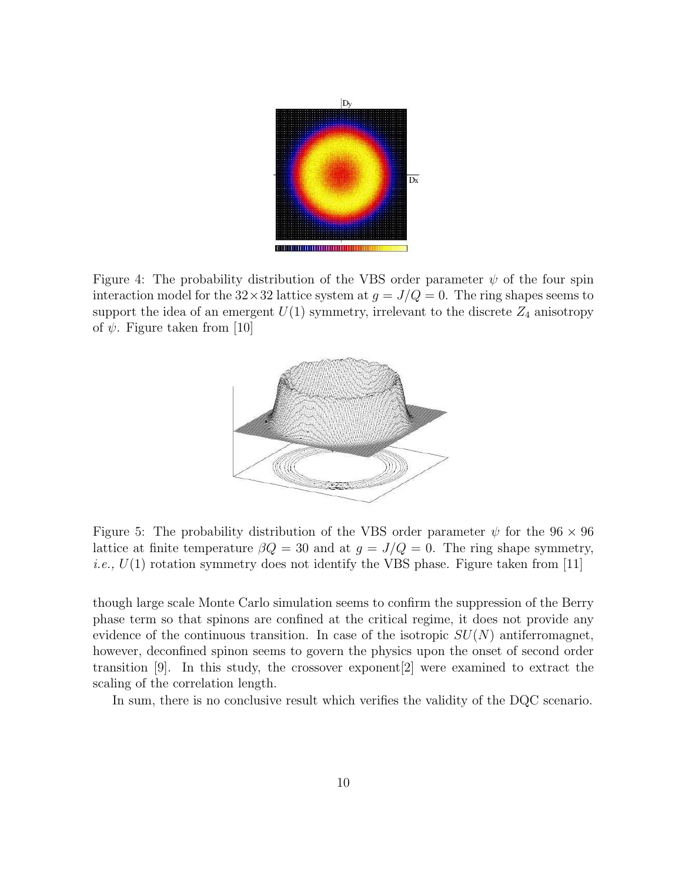Figure 4: The probability distribution of the VBS order parameter $\psi$ of the four spin interaction model for the $32\times32$ lattice system at $g = J/Q = 0$. The ring shapes seems to support the idea of an emergent $U(1)$ symmetry, irrelevant to the discrete $Z_4$ anisotropy of $\psi$. Figure taken from [10]

Figure 5: The probability distribution of the VBS order parameter $\psi$ for the $96 \times 96$ lattice at finite temperature $\beta Q = 30$ and at $g = J/Q = 0$. The ring shape symmetry, *i.e.,* $U(1)$ rotation symmetry does not identify the VBS phase. Figure taken from [11]

though large scale Monte Carlo simulation seems to confirm the suppression of the Berry phase term so that spinons are confined at the critical regime, it does not provide any evidence of the continuous transition. In case of the isotropic $SU(N)$ antiferromagnet, however, deconfined spinon seems to govern the physics upon the onset of second order transition [9]. In this study, the crossover exponent[2] were examined to extract the scaling of the correlation length.

In sum, there is no conclusive result which verifies the validity of the DQC scenario.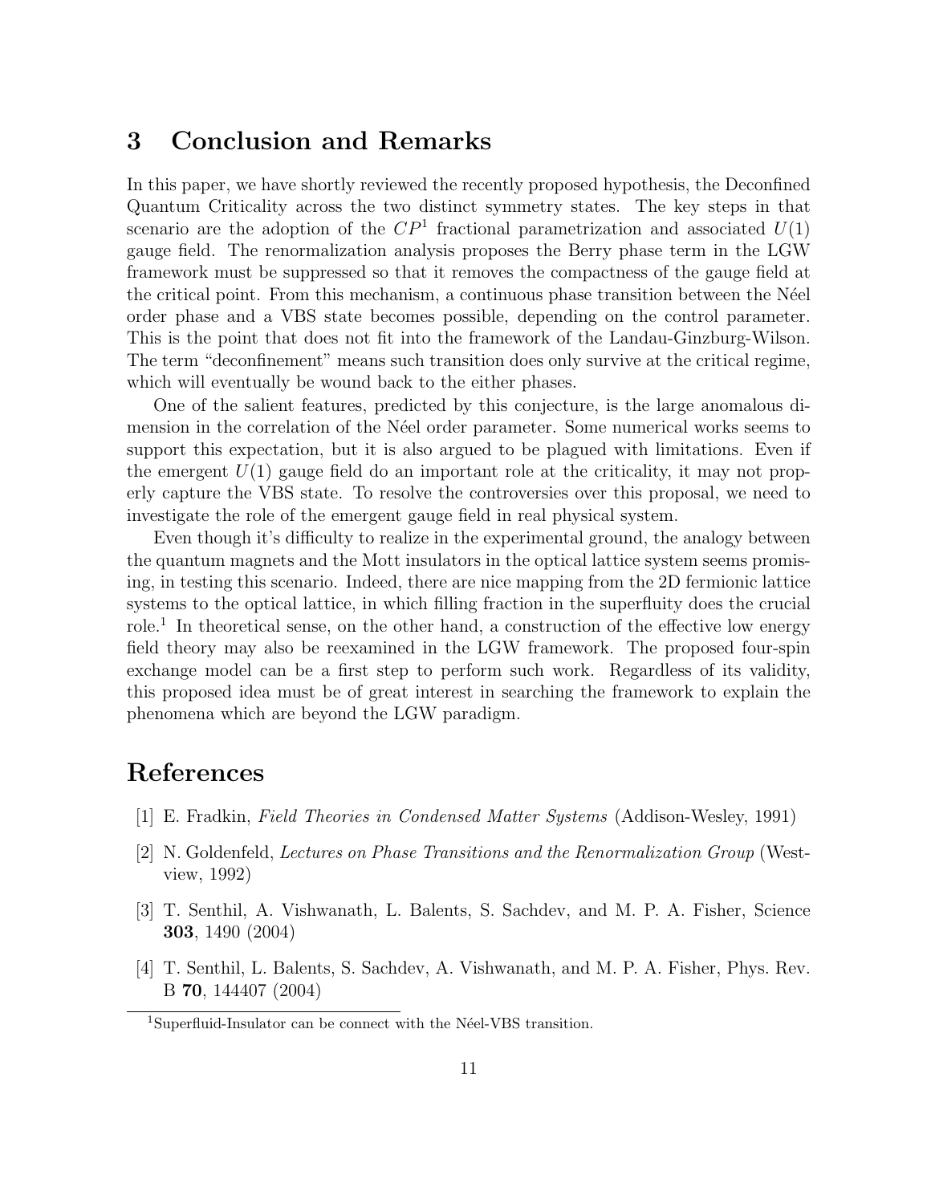## 3 Conclusion and Remarks

In this paper, we have shortly reviewed the recently proposed hypothesis, the Deconfined Quantum Criticality across the two distinct symmetry states. The key steps in that scenario are the adoption of the $CP^1$ fractional parametrization and associated $U(1)$ gauge field. The renormalization analysis proposes the Berry phase term in the LGW framework must be suppressed so that it removes the compactness of the gauge field at the critical point. From this mechanism, a continuous phase transition between the Néel order phase and a VBS state becomes possible, depending on the control parameter. This is the point that does not fit into the framework of the Landau-Ginzburg-Wilson. The term "deconfinement" means such transition does only survive at the critical regime, which will eventually be wound back to the either phases.

One of the salient features, predicted by this conjecture, is the large anomalous dimension in the correlation of the Néel order parameter. Some numerical works seems to support this expectation, but it is also argued to be plagued with limitations. Even if the emergent $U(1)$ gauge field do an important role at the criticality, it may not properly capture the VBS state. To resolve the controversies over this proposal, we need to investigate the role of the emergent gauge field in real physical system.

Even though it's difficulty to realize in the experimental ground, the analogy between the quantum magnets and the Mott insulators in the optical lattice system seems promising, in testing this scenario. Indeed, there are nice mapping from the 2D fermionic lattice systems to the optical lattice, in which filling fraction in the superfluity does the crucial role.[1] In theoretical sense, on the other hand, a construction of the effective low energy field theory may also be reexamined in the LGW framework. The proposed four-spin exchange model can be a first step to perform such work. Regardless of its validity, this proposed idea must be of great interest in searching the framework to explain the phenomena which are beyond the LGW paradigm.

# References

[1] E. Fradkin, *Field Theories in Condensed Matter Systems* (Addison-Wesley, 1991)

[2] N. Goldenfeld, *Lectures on Phase Transitions and the Renormalization Group* (Westview, 1992)

[3] T. Senthil, A. Vishwanath, L. Balents, S. Sachdev, and M. P. A. Fisher, Science **303**, 1490 (2004)

[4] T. Senthil, L. Balents, S. Sachdev, A. Vishwanath, and M. P. A. Fisher, Phys. Rev. B **70**, 144407 (2004)

[1] Superfluid-Insulator can be connect with the Néel-VBS transition.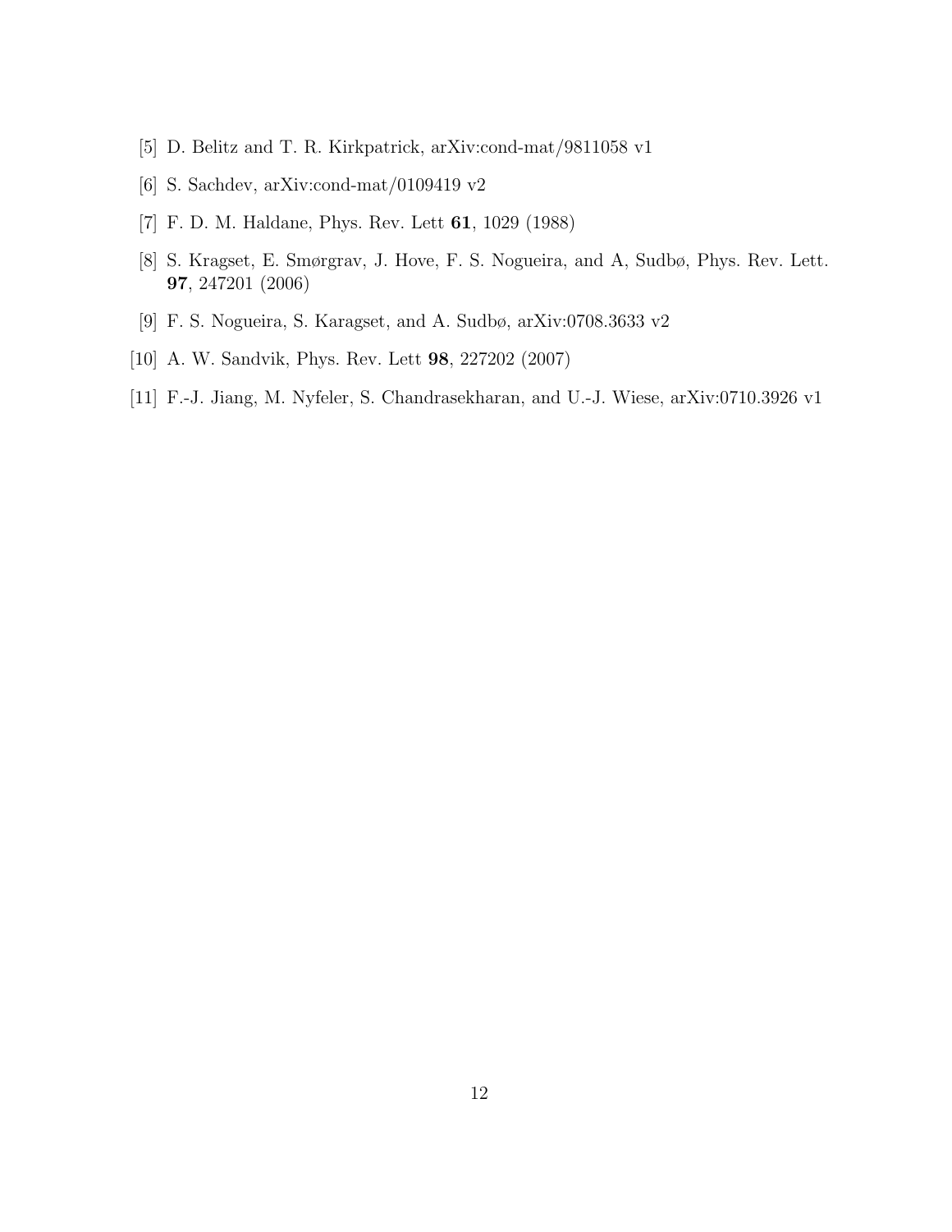[5] D. Belitz and T. R. Kirkpatrick, arXiv:cond-mat/9811058 v1

[6] S. Sachdev, arXiv:cond-mat/0109419 v2

[7] F. D. M. Haldane, Phys. Rev. Lett **61**, 1029 (1988)

[8] S. Kragset, E. Smørgrav, J. Hove, F. S. Nogueira, and A, Sudbø, Phys. Rev. Lett. **97**, 247201 (2006)

[9] F. S. Nogueira, S. Karagset, and A. Sudbø, arXiv:0708.3633 v2

[10] A. W. Sandvik, Phys. Rev. Lett **98**, 227202 (2007)

[11] F.-J. Jiang, M. Nyfeler, S. Chandrasekharan, and U.-J. Wiese, arXiv:0710.3926 v1